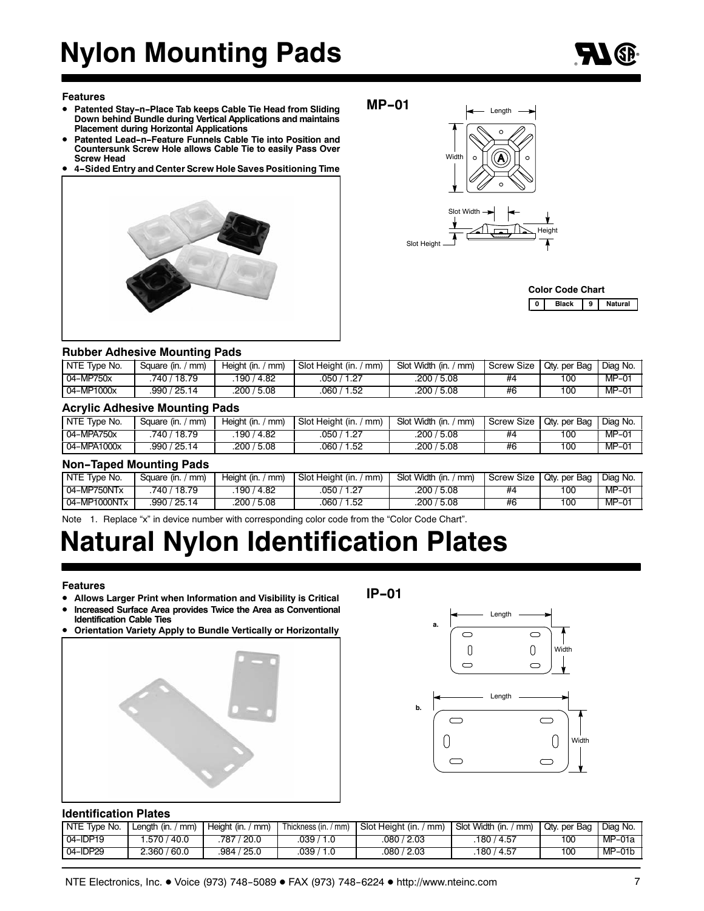# Nylon Mounting Pads

**Features**

- **Patented Stay-n-Place Tab keeps Cable Tie Head from Sliding Down behind Bundle during Vertical Applications and maintains Placement during Horizontal Applications**
- **Patented Lead-n-Feature Funnels Cable Tie into Position and Countersunk Screw Hole allows Cable Tie to easily Pass Over Screw Head**
- **4-Sided Entry and Center Screw Hole Saves Positioning Time**

**MP-01**

**Color Code Chart**

| 0 | Black | 9 | Natural |
|---|---|---|---|

### Rubber Adhesive Mounting Pads

| NTE Type No. | Square (in. / mm) | Height (in. / mm) | Slot Height (in. / mm) | Slot Width (in. / mm) | Screw Size | Qty. per Bag | Diag No. |
|---|---|---|---|---|---|---|---|
| 04-MP750x | .740 / 18.79 | .190 / 4.82 | .050 / 1.27 | .200 / 5.08 | #4 | 100 | MP-01 |
| 04-MP1000x | .990 / 25.14 | .200 / 5.08 | .060 / 1.52 | .200 / 5.08 | #6 | 100 | MP-01 |

### Acrylic Adhesive Mounting Pads

| NTE Type No. | Square (in. / mm) | Height (in. / mm) | Slot Height (in. / mm) | Slot Width (in. / mm) | Screw Size | Qty. per Bag | Diag No. |
|---|---|---|---|---|---|---|---|
| 04-MPA750x | .740 / 18.79 | .190 / 4.82 | .050 / 1.27 | .200 / 5.08 | #4 | 100 | MP-01 |
| 04-MPA1000x | .990 / 25.14 | .200 / 5.08 | .060 / 1.52 | .200 / 5.08 | #6 | 100 | MP-01 |

### Non-Taped Mounting Pads

| NTE Type No. | Square (in. / mm) | Height (in. / mm) | Slot Height (in. / mm) | Slot Width (in. / mm) | Screw Size | Qty. per Bag | Diag No. |
|---|---|---|---|---|---|---|---|
| 04-MP750NTx | .740 / 18.79 | .190 / 4.82 | .050 / 1.27 | .200 / 5.08 | #4 | 100 | MP-01 |
| 04-MP1000NTx | .990 / 25.14 | .200 / 5.08 | .060 / 1.52 | .200 / 5.08 | #6 | 100 | MP-01 |

Note 1. Replace "x" in device number with corresponding color code from the "Color Code Chart".

# Natural Nylon Identification Plates

**Features**

- **Allows Larger Print when Information and Visibility is Critical**
- **Increased Surface Area provides Twice the Area as Conventional Identification Cable Ties**
- **Orientation Variety Apply to Bundle Vertically or Horizontally**

**IP-01**

### Identification Plates

| NTE Type No. | Length (in. / mm) | Height (in. / mm) | Thickness (in. / mm) | Slot Height (in. / mm) | Slot Width (in. / mm) | Qty. per Bag | Diag No. |
|---|---|---|---|---|---|---|---|
| 04-IDP19 | 1.570 / 40.0 | .787 / 20.0 | .039 / 1.0 | .080 / 2.03 | .180 / 4.57 | 100 | MP-01a |
| 04-IDP29 | 2.360 / 60.0 | .984 / 25.0 | .039 / 1.0 | .080 / 2.03 | .180 / 4.57 | 100 | MP-01b |

NTE Electronics, Inc. • Voice (973) 748-5089 • FAX (973) 748-6224 • http://www.nteinc.com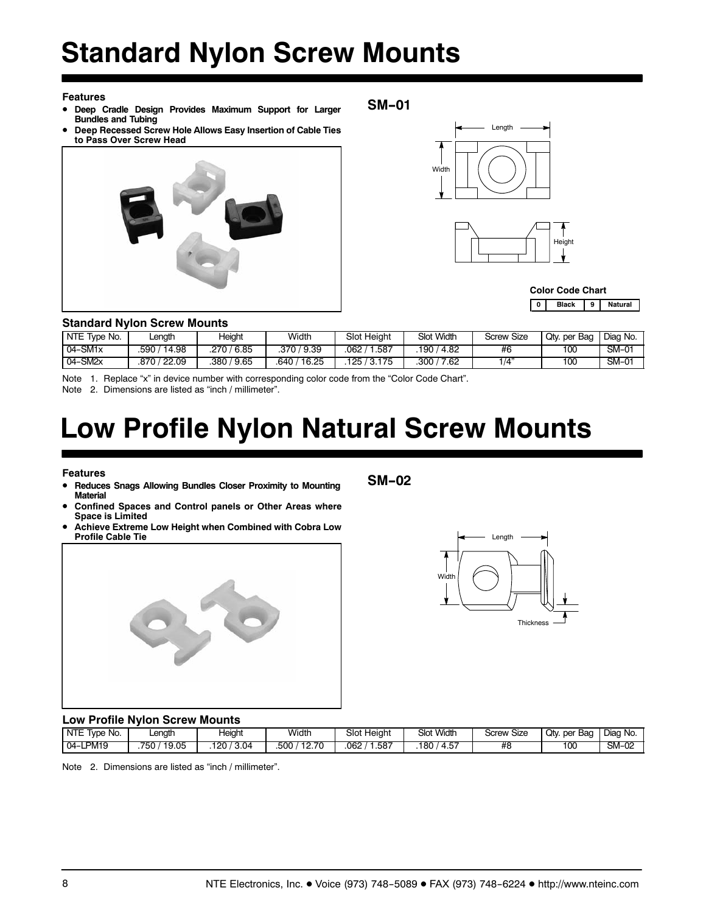# Standard Nylon Screw Mounts

**Features**

- **Deep Cradle Design Provides Maximum Support for Larger Bundles and Tubing**
- **Deep Recessed Screw Hole Allows Easy Insertion of Cable Ties to Pass Over Screw Head**

**SM–01**

**Color Code Chart**

| 0 | Black | 9 | Natural |
|---|---|---|---|

### Standard Nylon Screw Mounts

| NTE Type No. | Length | Height | Width | Slot Height | Slot Width | Screw Size | Qty. per Bag | Diag No. |
|---|---|---|---|---|---|---|---|---|
| 04–SM1x | .590 / 14.98 | .270 / 6.85 | .370 / 9.39 | .062 / 1.587 | .190 / 4.82 | #6 | 100 | SM–01 |
| 04–SM2x | .870 / 22.09 | .380 / 9.65 | .640 / 16.25 | .125 / 3.175 | .300 / 7.62 | 1/4" | 100 | SM–01 |

Note 1. Replace "x" in device number with corresponding color code from the "Color Code Chart".

Note 2. Dimensions are listed as "inch / millimeter".

# Low Profile Nylon Natural Screw Mounts

**Features**

- **Reduces Snags Allowing Bundles Closer Proximity to Mounting Material**
- **Confined Spaces and Control panels or Other Areas where Space is Limited**
- **Achieve Extreme Low Height when Combined with Cobra Low Profile Cable Tie**

**SM–02**

### Low Profile Nylon Screw Mounts

| NTE Type No. | Length | Height | Width | Slot Height | Slot Width | Screw Size | Qty. per Bag | Diag No. |
|---|---|---|---|---|---|---|---|---|
| 04–LPM19 | .750 / 19.05 | .120 / 3.04 | .500 / 12.70 | .062 / 1.587 | .180 / 4.57 | #8 | 100 | SM–02 |

Note 2. Dimensions are listed as "inch / millimeter".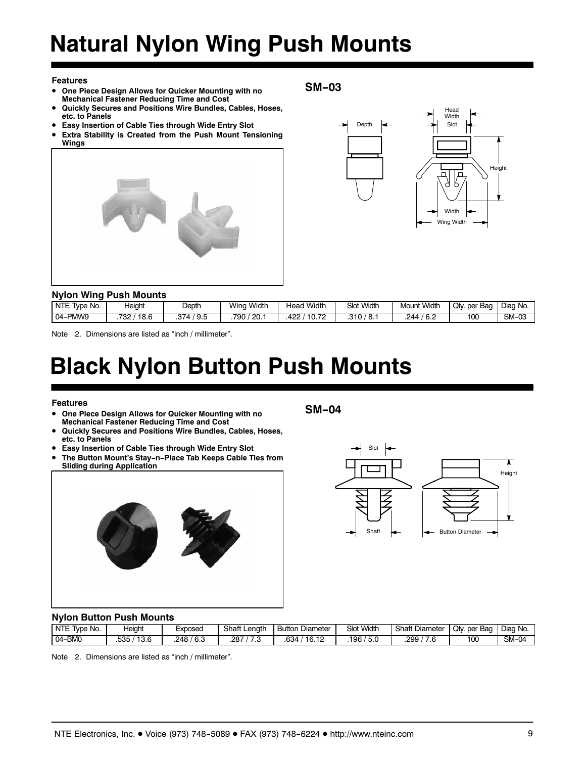# Natural Nylon Wing Push Mounts

**Features**

- **One Piece Design Allows for Quicker Mounting with no Mechanical Fastener Reducing Time and Cost**
- **Quickly Secures and Positions Wire Bundles, Cables, Hoses, etc. to Panels**
- **Easy Insertion of Cable Ties through Wide Entry Slot**
- **Extra Stability is Created from the Push Mount Tensioning Wings**

**SM–03**

### Nylon Wing Push Mounts

| NTE Type No. | Height | Depth | Wing Width | Head Width | Slot Width | Mount Width | Qty. per Bag | Diag No. |
|---|---|---|---|---|---|---|---|---|
| 04–PMW9 | .732 / 18.6 | .374 / 9.5 | .790 / 20.1 | .422 / 10.72 | .310 / 8.1 | .244 / 6.2 | 100 | SM–03 |

Note 2. Dimensions are listed as “inch / millimeter”.

# Black Nylon Button Push Mounts

**Features**

- **One Piece Design Allows for Quicker Mounting with no Mechanical Fastener Reducing Time and Cost**
- **Quickly Secures and Positions Wire Bundles, Cables, Hoses, etc. to Panels**
- **Easy Insertion of Cable Ties through Wide Entry Slot**
- **The Button Mount’s Stay–n–Place Tab Keeps Cable Ties from Sliding during Application**

**SM–04**

### Nylon Button Push Mounts

| NTE Type No. | Height | Exposed | Shaft Length | Button Diameter | Slot Width | Shaft Diameter | Qty. per Bag | Diag No. |
|---|---|---|---|---|---|---|---|---|
| 04–BM0 | .535 / 13.6 | .248 / 6.3 | .287 / 7.3 | .634 / 16.12 | .196 / 5.0 | .299 / 7.6 | 100 | SM–04 |

Note 2. Dimensions are listed as “inch / millimeter”.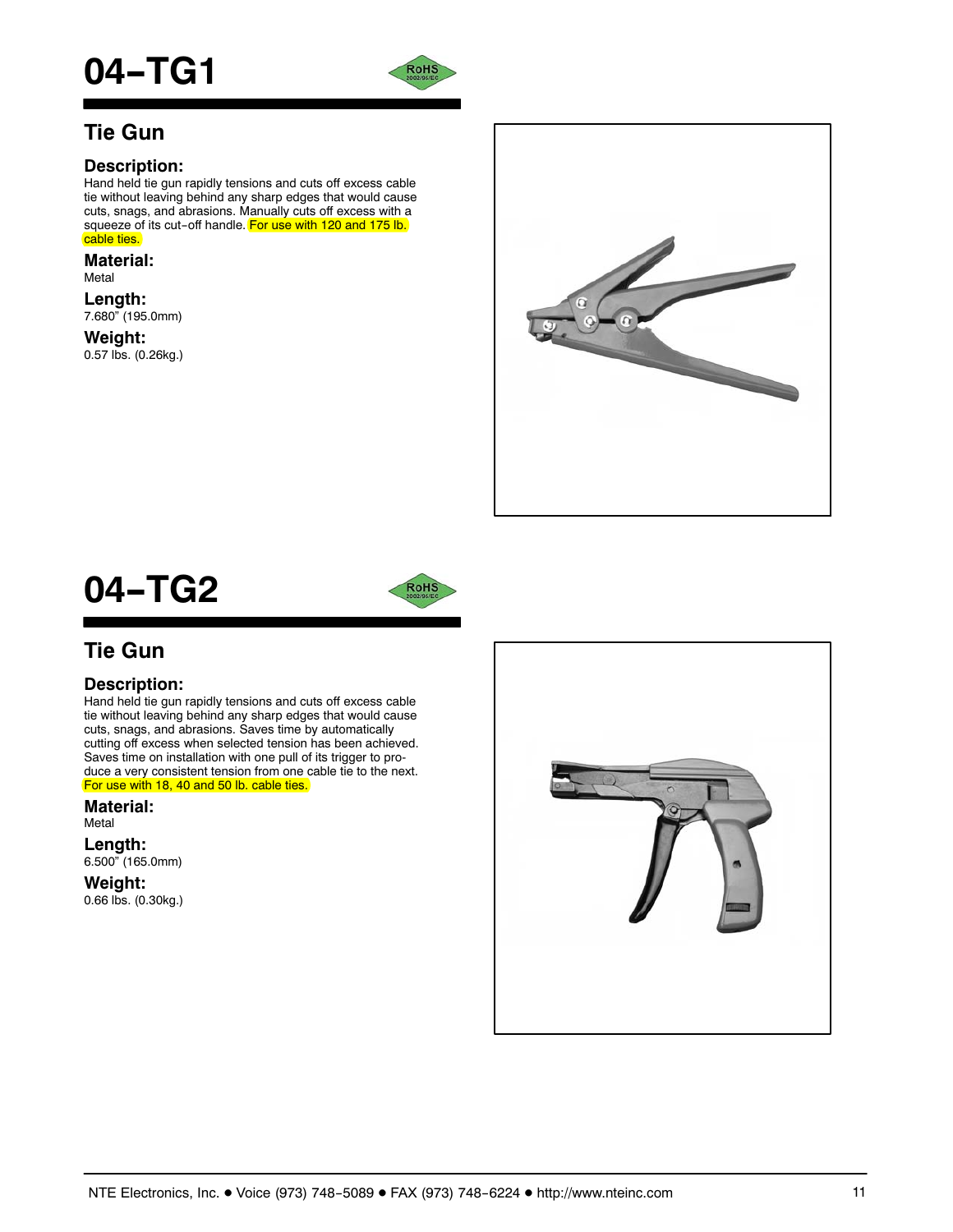# 04–TG1

## Tie Gun

### Description:

Hand held tie gun rapidly tensions and cuts off excess cable tie without leaving behind any sharp edges that would cause cuts, snags, and abrasions. Manually cuts off excess with a squeeze of its cut–off handle. For use with 120 and 175 lb. cable ties.

### Material:

Metal

### Length:

7.680" (195.0mm)

### Weight:

0.57 lbs. (0.26kg.)

# 04–TG2

## Tie Gun

### Description:

Hand held tie gun rapidly tensions and cuts off excess cable tie without leaving behind any sharp edges that would cause cuts, snags, and abrasions. Saves time by automatically cutting off excess when selected tension has been achieved. Saves time on installation with one pull of its trigger to produce a very consistent tension from one cable tie to the next. For use with 18, 40 and 50 lb. cable ties.

### Material:

Metal

### Length:

6.500" (165.0mm)

### Weight:

0.66 lbs. (0.30kg.)